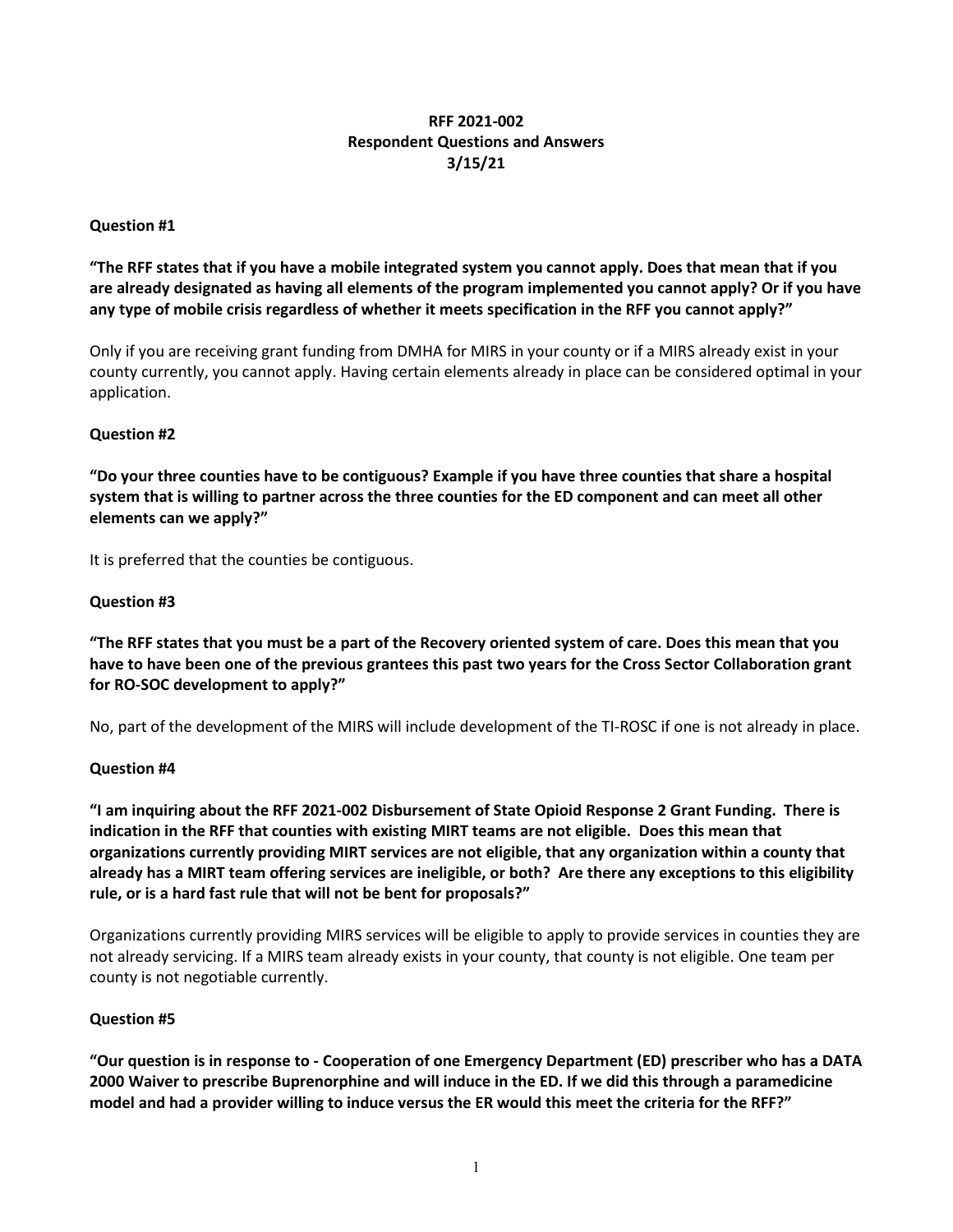**RFF 2021-002**
**Respondent Questions and Answers**
**3/15/21**

**Question #1**

**"The RFF states that if you have a mobile integrated system you cannot apply. Does that mean that if you are already designated as having all elements of the program implemented you cannot apply? Or if you have any type of mobile crisis regardless of whether it meets specification in the RFF you cannot apply?"**

Only if you are receiving grant funding from DMHA for MIRS in your county or if a MIRS already exist in your county currently, you cannot apply. Having certain elements already in place can be considered optimal in your application.

**Question #2**

**"Do your three counties have to be contiguous? Example if you have three counties that share a hospital system that is willing to partner across the three counties for the ED component and can meet all other elements can we apply?"**

It is preferred that the counties be contiguous.

**Question #3**

**"The RFF states that you must be a part of the Recovery oriented system of care. Does this mean that you have to have been one of the previous grantees this past two years for the Cross Sector Collaboration grant for RO-SOC development to apply?"**

No, part of the development of the MIRS will include development of the TI-ROSC if one is not already in place.

**Question #4**

**"I am inquiring about the RFF 2021-002 Disbursement of State Opioid Response 2 Grant Funding. There is indication in the RFF that counties with existing MIRT teams are not eligible. Does this mean that organizations currently providing MIRT services are not eligible, that any organization within a county that already has a MIRT team offering services are ineligible, or both? Are there any exceptions to this eligibility rule, or is a hard fast rule that will not be bent for proposals?"**

Organizations currently providing MIRS services will be eligible to apply to provide services in counties they are not already servicing. If a MIRS team already exists in your county, that county is not eligible. One team per county is not negotiable currently.

**Question #5**

**"Our question is in response to - Cooperation of one Emergency Department (ED) prescriber who has a DATA 2000 Waiver to prescribe Buprenorphine and will induce in the ED. If we did this through a paramedicine model and had a provider willing to induce versus the ER would this meet the criteria for the RFF?"**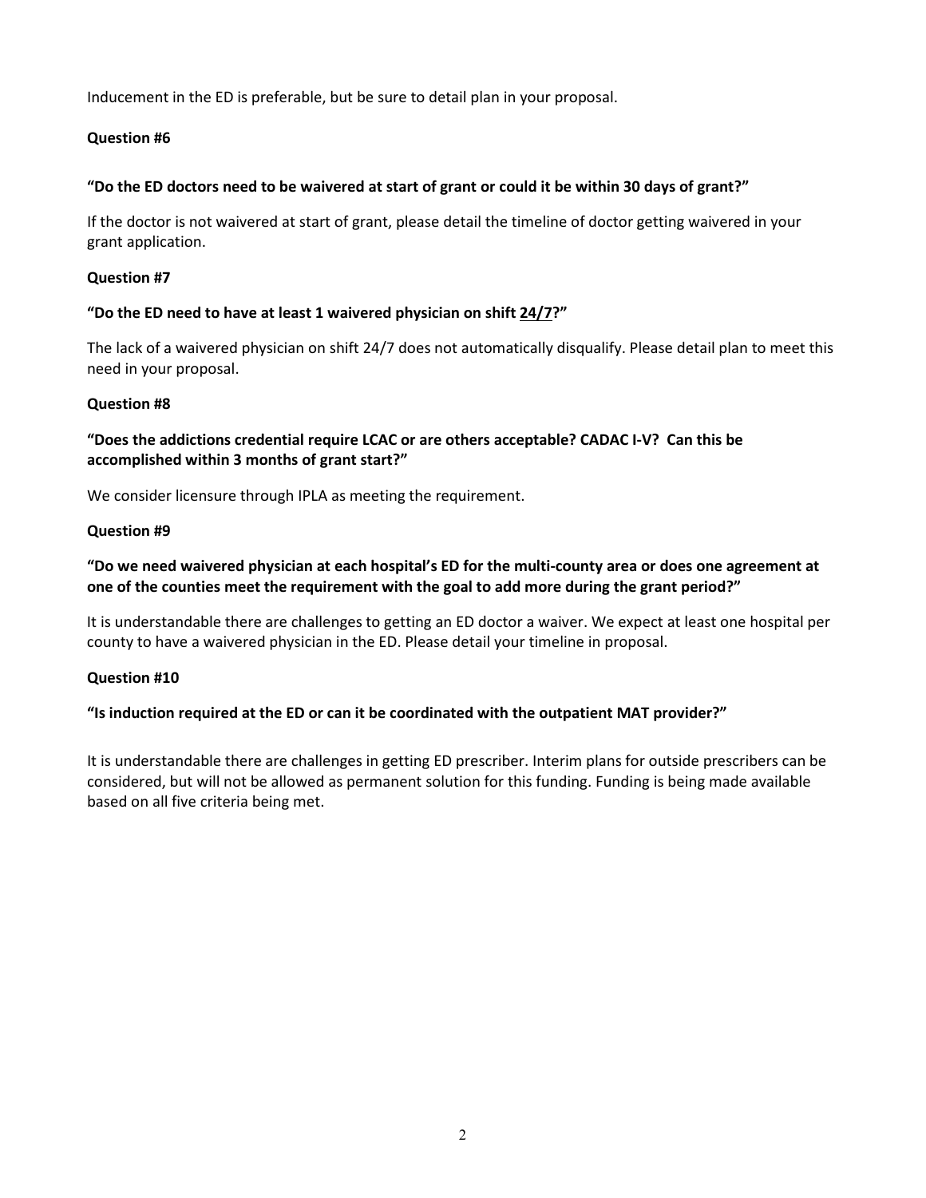Inducement in the ED is preferable, but be sure to detail plan in your proposal.

**Question #6**

**"Do the ED doctors need to be waivered at start of grant or could it be within 30 days of grant?"**

If the doctor is not waivered at start of grant, please detail the timeline of doctor getting waivered in your grant application.

**Question #7**

**"Do the ED need to have at least 1 waivered physician on shift 24/7?"**

The lack of a waivered physician on shift 24/7 does not automatically disqualify. Please detail plan to meet this need in your proposal.

**Question #8**

**"Does the addictions credential require LCAC or are others acceptable? CADAC I-V? Can this be accomplished within 3 months of grant start?"**

We consider licensure through IPLA as meeting the requirement.

**Question #9**

**"Do we need waivered physician at each hospital's ED for the multi-county area or does one agreement at one of the counties meet the requirement with the goal to add more during the grant period?"**

It is understandable there are challenges to getting an ED doctor a waiver. We expect at least one hospital per county to have a waivered physician in the ED. Please detail your timeline in proposal.

**Question #10**

**"Is induction required at the ED or can it be coordinated with the outpatient MAT provider?"**

It is understandable there are challenges in getting ED prescriber. Interim plans for outside prescribers can be considered, but will not be allowed as permanent solution for this funding. Funding is being made available based on all five criteria being met.